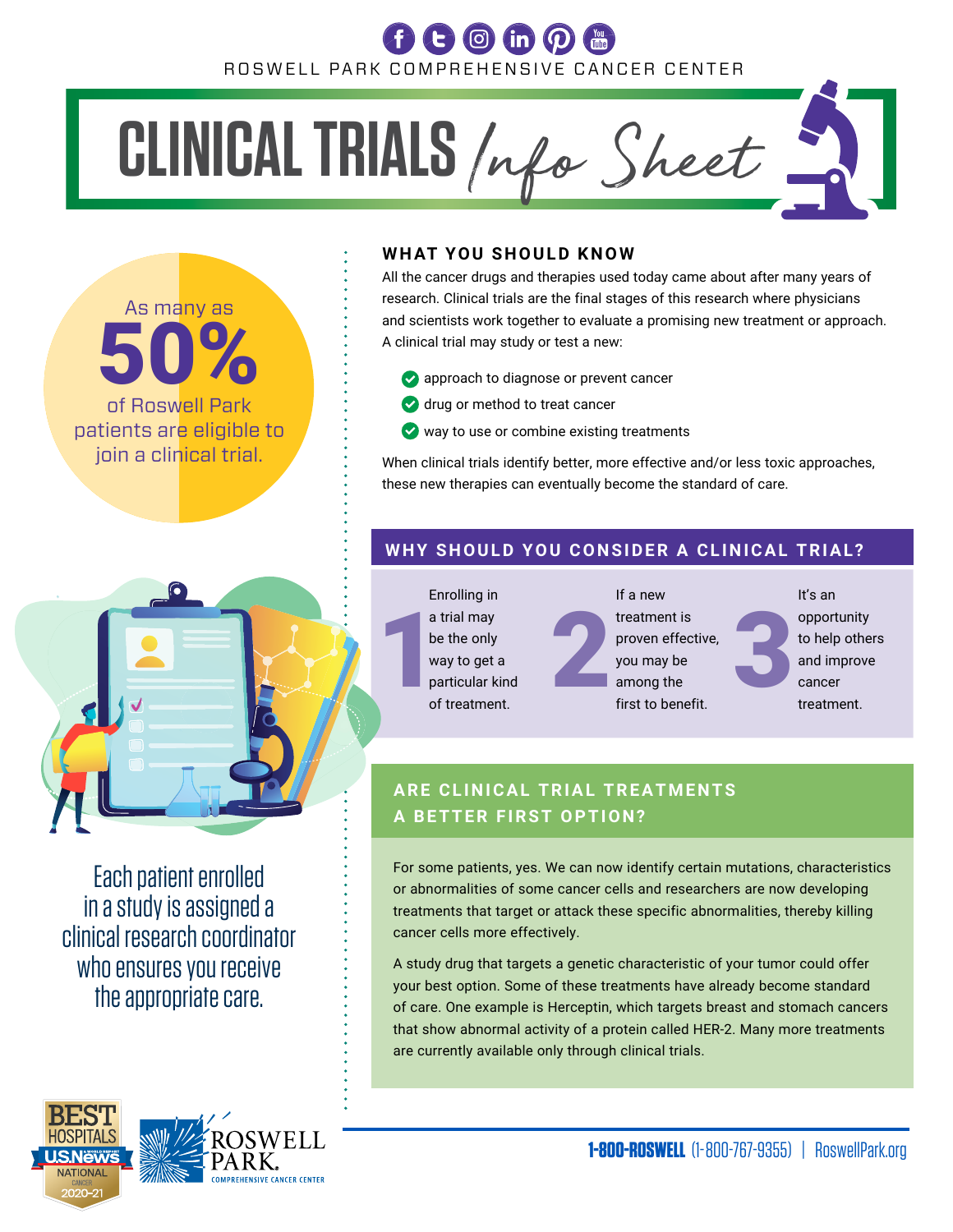ROSWELL PARK COMPREHENSIVE CANCER CENTER

# CLINICAL TRIALS *Info Sheet*

As many as **50%** of Roswell Park patients are eligible to join a clinical trial.

## WHAT YOU SHOULD KNOW

All the cancer drugs and therapies used today came about after many years of research. Clinical trials are the final stages of this research where physicians and scientists work together to evaluate a promising new treatment or approach. A clinical trial may study or test a new:

- approach to diagnose or prevent cancer
- drug or method to treat cancer
- way to use or combine existing treatments

When clinical trials identify better, more effective and/or less toxic approaches, these new therapies can eventually become the standard of care.

## WHY SHOULD YOU CONSIDER A CLINICAL TRIAL?

1. Enrolling in a trial may be the only way to get a particular kind of treatment.
2. If a new treatment is proven effective, you may be among the first to benefit.
3. It's an opportunity to help others and improve cancer treatment.

## ARE CLINICAL TRIAL TREATMENTS A BETTER FIRST OPTION?

For some patients, yes. We can now identify certain mutations, characteristics or abnormalities of some cancer cells and researchers are now developing treatments that target or attack these specific abnormalities, thereby killing cancer cells more effectively.

A study drug that targets a genetic characteristic of your tumor could offer your best option. Some of these treatments have already become standard of care. One example is Herceptin, which targets breast and stomach cancers that show abnormal activity of a protein called HER-2. Many more treatments are currently available only through clinical trials.

Each patient enrolled in a study is assigned a clinical research coordinator who ensures you receive the appropriate care.

BEST HOSPITALS U.S.News & World Report NATIONAL CANCER 2020–21

ROSWELL PARK. COMPREHENSIVE CANCER CENTER

**1-800-ROSWELL** (1-800-767-9355) | RoswellPark.org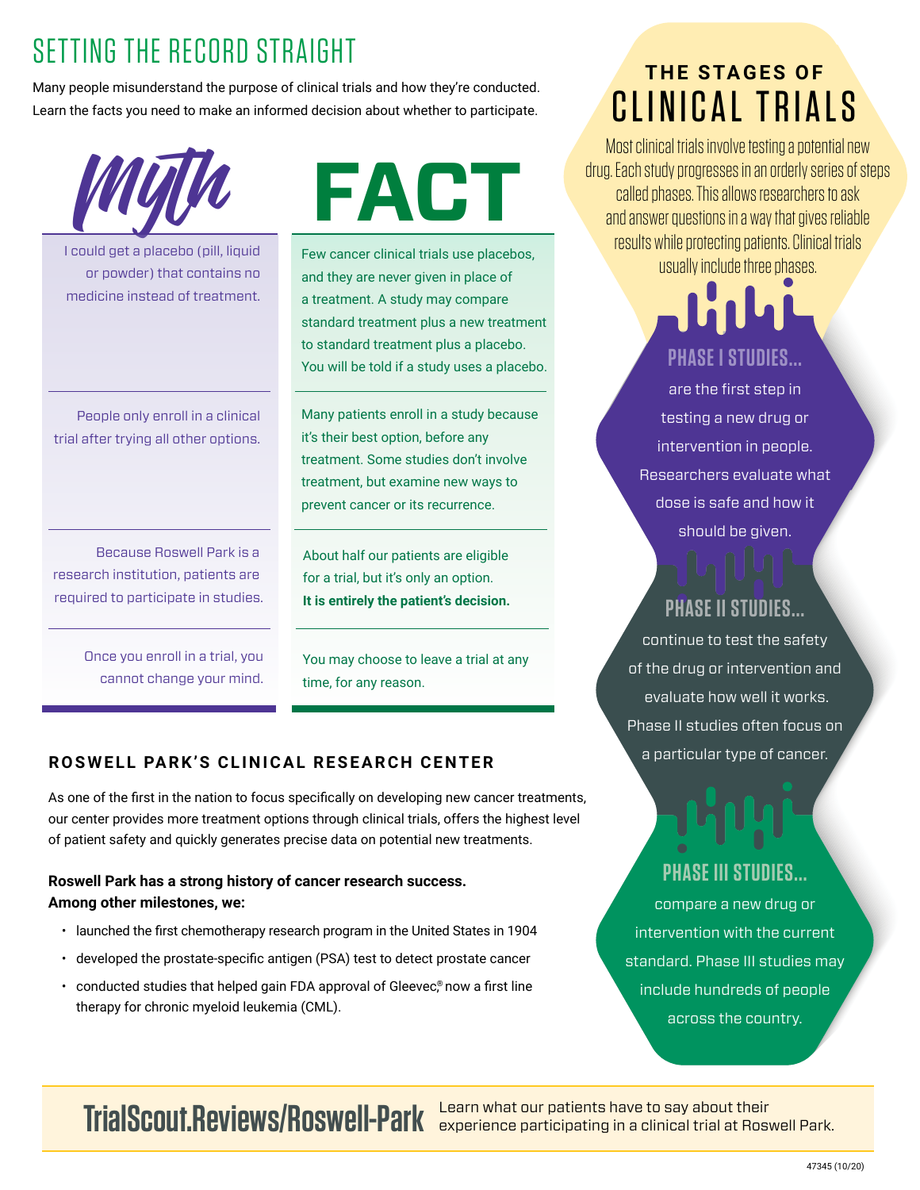# SETTING THE RECORD STRAIGHT

Many people misunderstand the purpose of clinical trials and how they're conducted. Learn the facts you need to make an informed decision about whether to participate.

| Myth | FACT |
| --- | --- |
| I could get a placebo (pill, liquid or powder) that contains no medicine instead of treatment. | Few cancer clinical trials use placebos, and they are never given in place of a treatment. A study may compare standard treatment plus a new treatment to standard treatment plus a placebo. You will be told if a study uses a placebo. |
| People only enroll in a clinical trial after trying all other options. | Many patients enroll in a study because it's their best option, before any treatment. Some studies don't involve treatment, but examine new ways to prevent cancer or its recurrence. |
| Because Roswell Park is a research institution, patients are required to participate in studies. | About half our patients are eligible for a trial, but it's only an option. **It is entirely the patient's decision.** |
| Once you enroll in a trial, you cannot change your mind. | You may choose to leave a trial at any time, for any reason. |

## ROSWELL PARK'S CLINICAL RESEARCH CENTER

As one of the first in the nation to focus specifically on developing new cancer treatments, our center provides more treatment options through clinical trials, offers the highest level of patient safety and quickly generates precise data on potential new treatments.

**Roswell Park has a strong history of cancer research success. Among other milestones, we:**

- launched the first chemotherapy research program in the United States in 1904
- developed the prostate-specific antigen (PSA) test to detect prostate cancer
- conducted studies that helped gain FDA approval of Gleevec,® now a first line therapy for chronic myeloid leukemia (CML).

## THE STAGES OF CLINICAL TRIALS

Most clinical trials involve testing a potential new drug. Each study progresses in an orderly series of steps called phases. This allows researchers to ask and answer questions in a way that gives reliable results while protecting patients. Clinical trials usually include three phases.

### PHASE I STUDIES...

are the first step in testing a new drug or intervention in people. Researchers evaluate what dose is safe and how it should be given.

### PHASE II STUDIES...

continue to test the safety of the drug or intervention and evaluate how well it works. Phase II studies often focus on a particular type of cancer.

### PHASE III STUDIES...

compare a new drug or intervention with the current standard. Phase III studies may include hundreds of people across the country.

**TrialScout.Reviews/Roswell-Park** Learn what our patients have to say about their experience participating in a clinical trial at Roswell Park.

47345 (10/20)